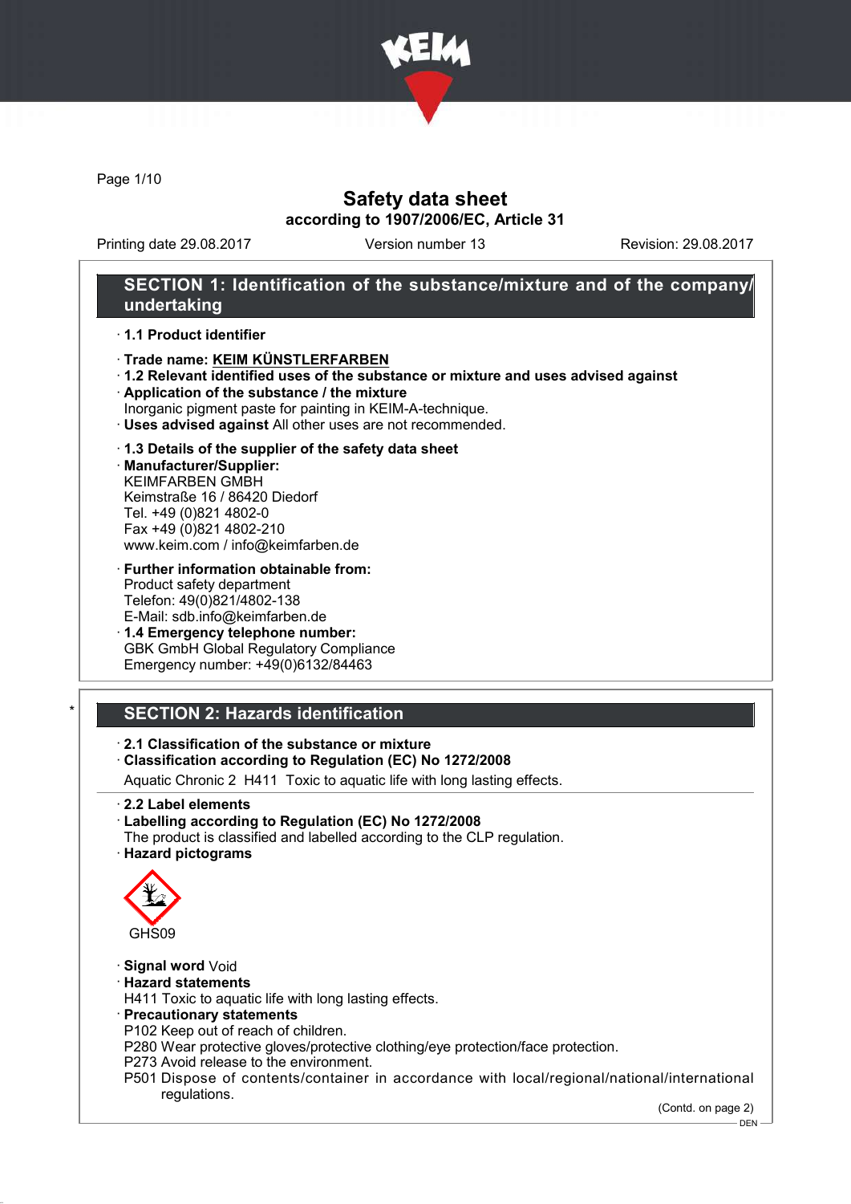# Safety data sheet
## according to 1907/2006/EC, Article 31

Printing date 29.08.2017 | Version number 13 | Revision: 29.08.2017

## SECTION 1: Identification of the substance/mixture and of the company/undertaking

· **1.1 Product identifier**

· **Trade name: KEIM KÜNSTLERFARBEN**

· **1.2 Relevant identified uses of the substance or mixture and uses advised against**

· **Application of the substance / the mixture**
Inorganic pigment paste for painting in KEIM-A-technique.

· **Uses advised against** All other uses are not recommended.

· **1.3 Details of the supplier of the safety data sheet**

· **Manufacturer/Supplier:**
KEIMFARBEN GMBH
Keimstraße 16 / 86420 Diedorf
Tel. +49 (0)821 4802-0
Fax +49 (0)821 4802-210
www.keim.com / info@keimfarben.de

· **Further information obtainable from:**
Product safety department
Telefon: 49(0)821/4802-138
E-Mail: sdb.info@keimfarben.de

· **1.4 Emergency telephone number:**
GBK GmbH Global Regulatory Compliance
Emergency number: +49(0)6132/84463

## SECTION 2: Hazards identification

· **2.1 Classification of the substance or mixture**

· **Classification according to Regulation (EC) No 1272/2008**

Aquatic Chronic 2 H411 Toxic to aquatic life with long lasting effects.

· **2.2 Label elements**

· **Labelling according to Regulation (EC) No 1272/2008**
The product is classified and labelled according to the CLP regulation.

· **Hazard pictograms**

GHS09

· **Signal word** Void

· **Hazard statements**
H411 Toxic to aquatic life with long lasting effects.

· **Precautionary statements**
P102 Keep out of reach of children.
P280 Wear protective gloves/protective clothing/eye protection/face protection.
P273 Avoid release to the environment.
P501 Dispose of contents/container in accordance with local/regional/national/international regulations.

(Contd. on page 2)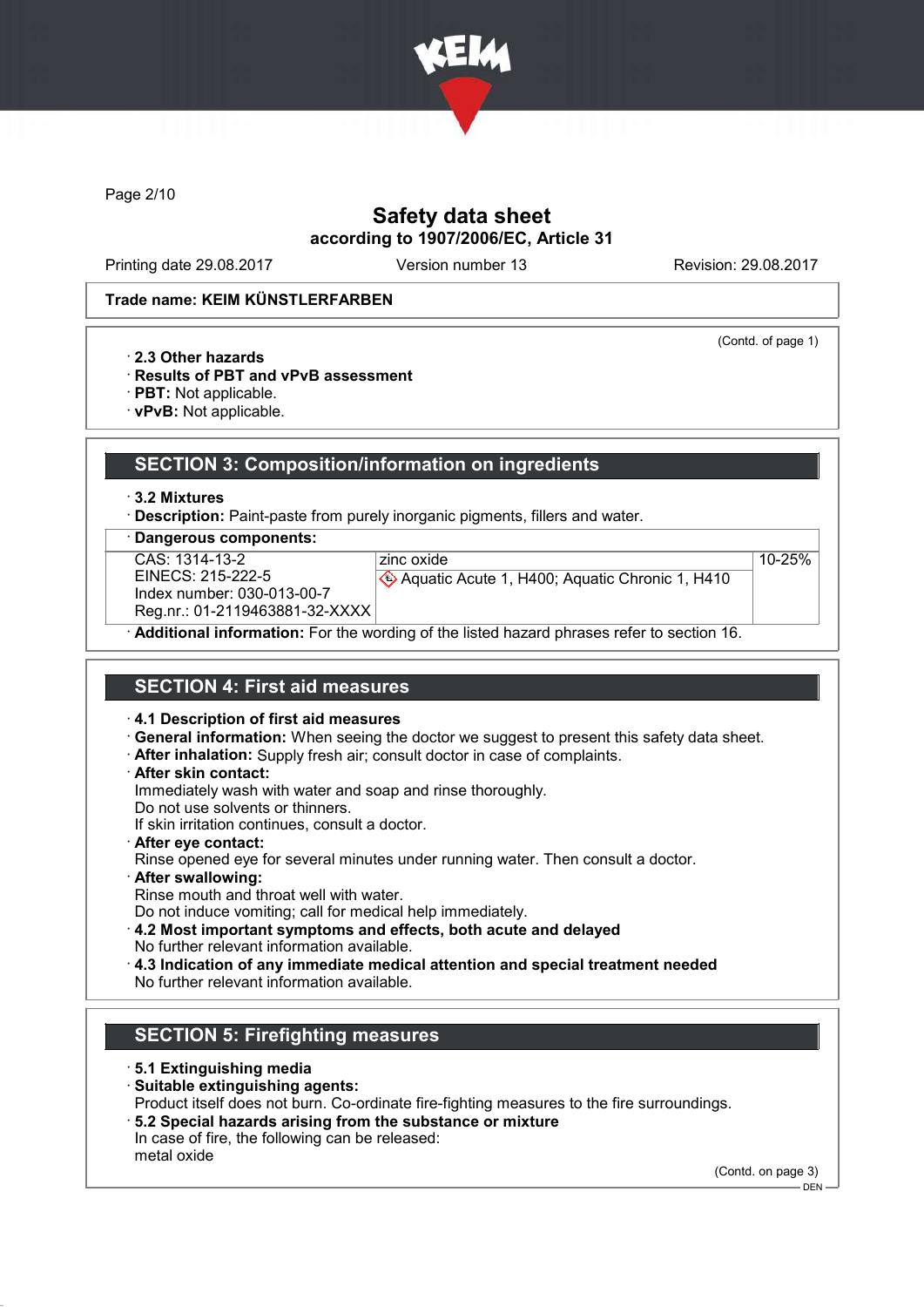Safety data sheet
according to 1907/2006/EC, Article 31

Printing date 29.08.2017 | Version number 13 | Revision: 29.08.2017

**Trade name: KEIM KÜNSTLERFARBEN**

(Contd. of page 1)

· **2.3 Other hazards**
· **Results of PBT and vPvB assessment**
· **PBT:** Not applicable.
· **vPvB:** Not applicable.

## SECTION 3: Composition/information on ingredients

· **3.2 Mixtures**
· **Description:** Paint-paste from purely inorganic pigments, fillers and water.

· **Dangerous components:**

| | | |
|---|---|---|
| CAS: 1314-13-2<br>EINECS: 215-222-5<br>Index number: 030-013-00-7<br>Reg.nr.: 01-2119463881-32-XXXX | zinc oxide<br>Aquatic Acute 1, H400; Aquatic Chronic 1, H410 | 10-25% |

· **Additional information:** For the wording of the listed hazard phrases refer to section 16.

## SECTION 4: First aid measures

· **4.1 Description of first aid measures**
· **General information:** When seeing the doctor we suggest to present this safety data sheet.
· **After inhalation:** Supply fresh air; consult doctor in case of complaints.
· **After skin contact:**
Immediately wash with water and soap and rinse thoroughly.
Do not use solvents or thinners.
If skin irritation continues, consult a doctor.
· **After eye contact:**
Rinse opened eye for several minutes under running water. Then consult a doctor.
· **After swallowing:**
Rinse mouth and throat well with water.
Do not induce vomiting; call for medical help immediately.
· **4.2 Most important symptoms and effects, both acute and delayed**
No further relevant information available.
· **4.3 Indication of any immediate medical attention and special treatment needed**
No further relevant information available.

## SECTION 5: Firefighting measures

· **5.1 Extinguishing media**
· **Suitable extinguishing agents:**
Product itself does not burn. Co-ordinate fire-fighting measures to the fire surroundings.
· **5.2 Special hazards arising from the substance or mixture**
In case of fire, the following can be released:
metal oxide

(Contd. on page 3)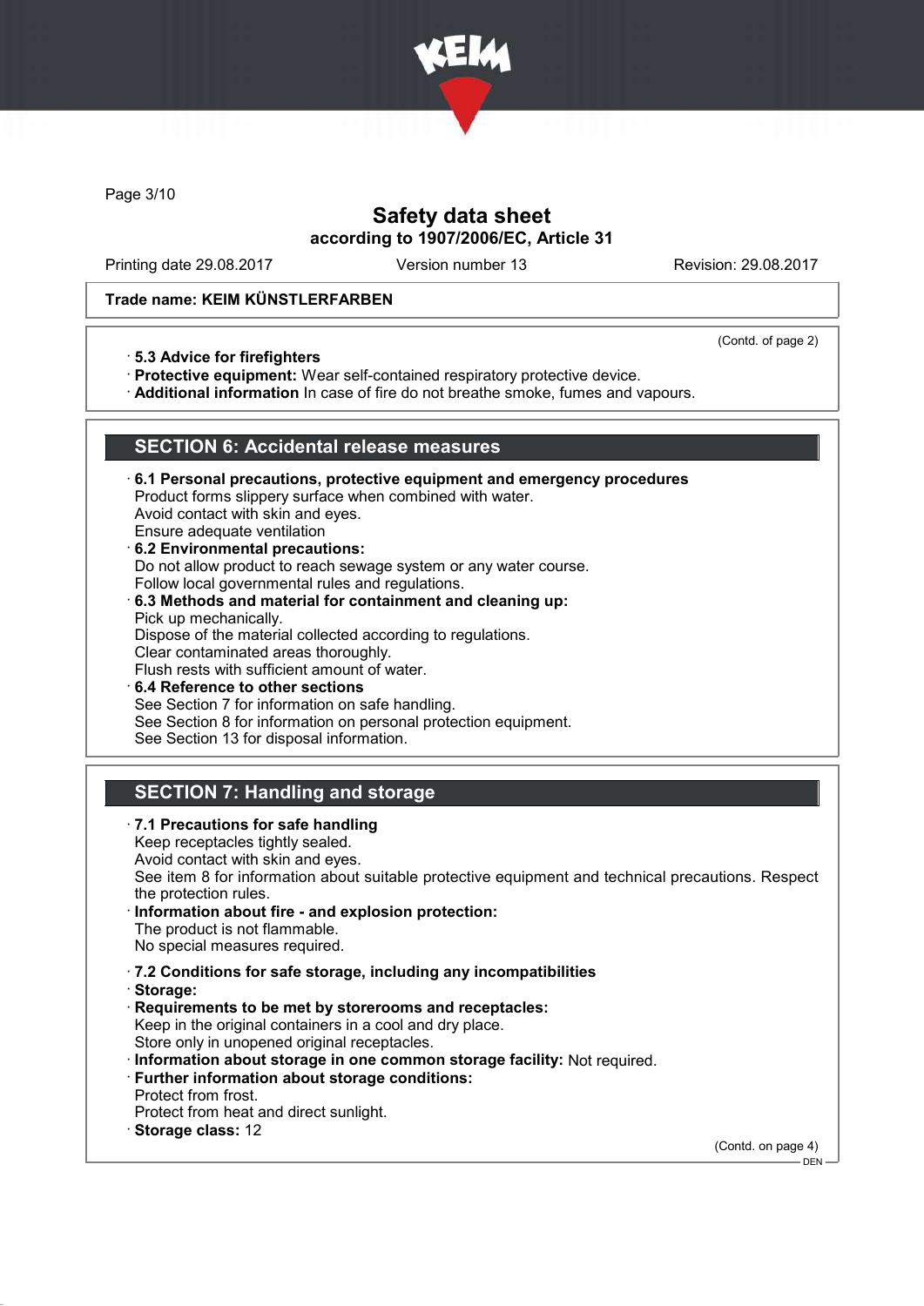Trade name: KEIM KÜNSTLERFARBEN

(Contd. of page 2)

· **5.3 Advice for firefighters**
· **Protective equipment:** Wear self-contained respiratory protective device.
· **Additional information** In case of fire do not breathe smoke, fumes and vapours.

## SECTION 6: Accidental release measures

· **6.1 Personal precautions, protective equipment and emergency procedures**
Product forms slippery surface when combined with water.
Avoid contact with skin and eyes.
Ensure adequate ventilation
· **6.2 Environmental precautions:**
Do not allow product to reach sewage system or any water course.
Follow local governmental rules and regulations.
· **6.3 Methods and material for containment and cleaning up:**
Pick up mechanically.
Dispose of the material collected according to regulations.
Clear contaminated areas thoroughly.
Flush rests with sufficient amount of water.
· **6.4 Reference to other sections**
See Section 7 for information on safe handling.
See Section 8 for information on personal protection equipment.
See Section 13 for disposal information.

## SECTION 7: Handling and storage

· **7.1 Precautions for safe handling**
Keep receptacles tightly sealed.
Avoid contact with skin and eyes.
See item 8 for information about suitable protective equipment and technical precautions. Respect the protection rules.
· **Information about fire - and explosion protection:**
The product is not flammable.
No special measures required.

· **7.2 Conditions for safe storage, including any incompatibilities**
· **Storage:**
· **Requirements to be met by storerooms and receptacles:**
Keep in the original containers in a cool and dry place.
Store only in unopened original receptacles.
· **Information about storage in one common storage facility:** Not required.
· **Further information about storage conditions:**
Protect from frost.
Protect from heat and direct sunlight.
· **Storage class:** 12

(Contd. on page 4)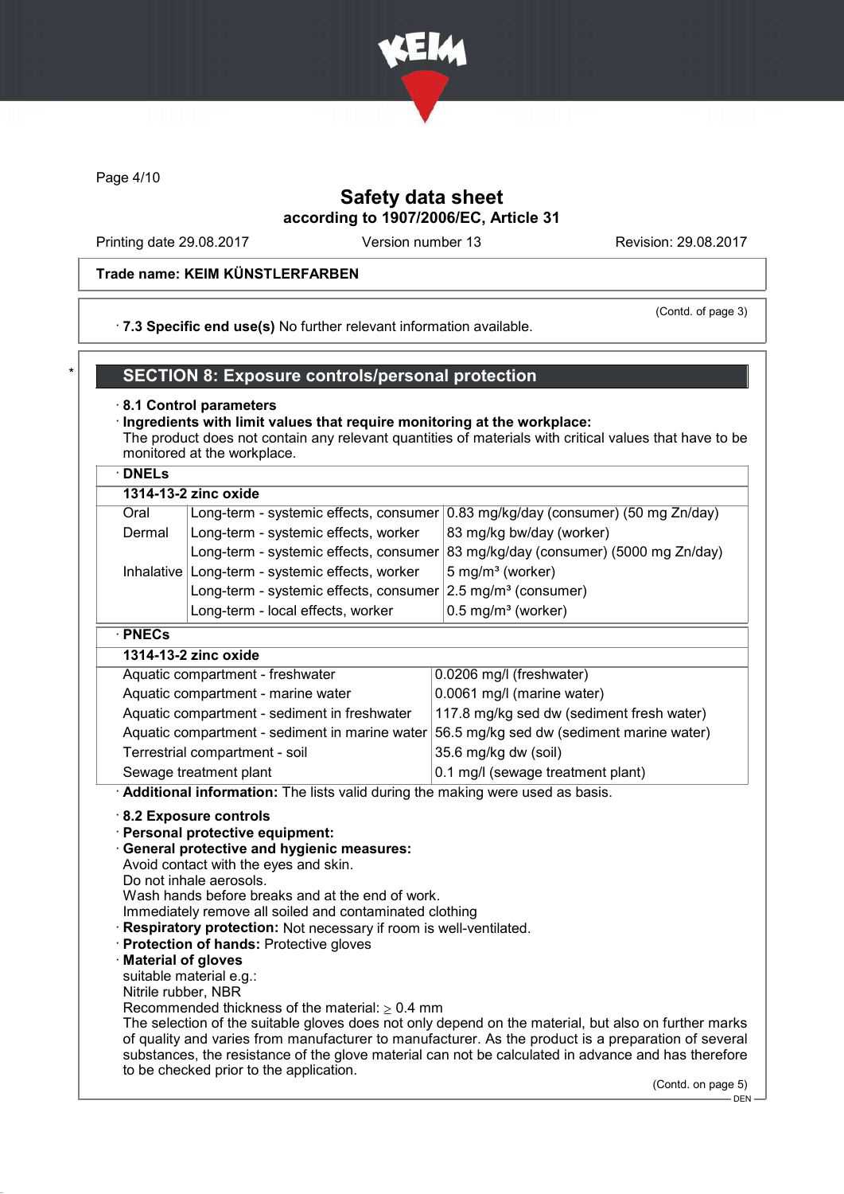**Trade name: KEIM KÜNSTLERFARBEN**

(Contd. of page 3)

· **7.3 Specific end use(s)** No further relevant information available.

## SECTION 8: Exposure controls/personal protection

· **8.1 Control parameters**

· **Ingredients with limit values that require monitoring at the workplace:**

The product does not contain any relevant quantities of materials with critical values that have to be monitored at the workplace.

· **DNELs**

| **1314-13-2 zinc oxide** | | |
|---|---|---|
| Oral | Long-term - systemic effects, consumer | 0.83 mg/kg/day (consumer) (50 mg Zn/day) |
| Dermal | Long-term - systemic effects, worker | 83 mg/kg bw/day (worker) |
| | Long-term - systemic effects, consumer | 83 mg/kg/day (consumer) (5000 mg Zn/day) |
| Inhalative | Long-term - systemic effects, worker | 5 mg/m³ (worker) |
| | Long-term - systemic effects, consumer | 2.5 mg/m³ (consumer) |
| | Long-term - local effects, worker | 0.5 mg/m³ (worker) |

· **PNECs**

| **1314-13-2 zinc oxide** | |
|---|---|
| Aquatic compartment - freshwater | 0.0206 mg/l (freshwater) |
| Aquatic compartment - marine water | 0.0061 mg/l (marine water) |
| Aquatic compartment - sediment in freshwater | 117.8 mg/kg sed dw (sediment fresh water) |
| Aquatic compartment - sediment in marine water | 56.5 mg/kg sed dw (sediment marine water) |
| Terrestrial compartment - soil | 35.6 mg/kg dw (soil) |
| Sewage treatment plant | 0.1 mg/l (sewage treatment plant) |

· **Additional information:** The lists valid during the making were used as basis.

· **8.2 Exposure controls**

· **Personal protective equipment:**

· **General protective and hygienic measures:**

Avoid contact with the eyes and skin.
Do not inhale aerosols.
Wash hands before breaks and at the end of work.
Immediately remove all soiled and contaminated clothing

· **Respiratory protection:** Not necessary if room is well-ventilated.

· **Protection of hands:** Protective gloves

· **Material of gloves**

suitable material e.g.:
Nitrile rubber, NBR
Recommended thickness of the material: ≥ 0.4 mm
The selection of the suitable gloves does not only depend on the material, but also on further marks of quality and varies from manufacturer to manufacturer. As the product is a preparation of several substances, the resistance of the glove material can not be calculated in advance and has therefore to be checked prior to the application.

(Contd. on page 5)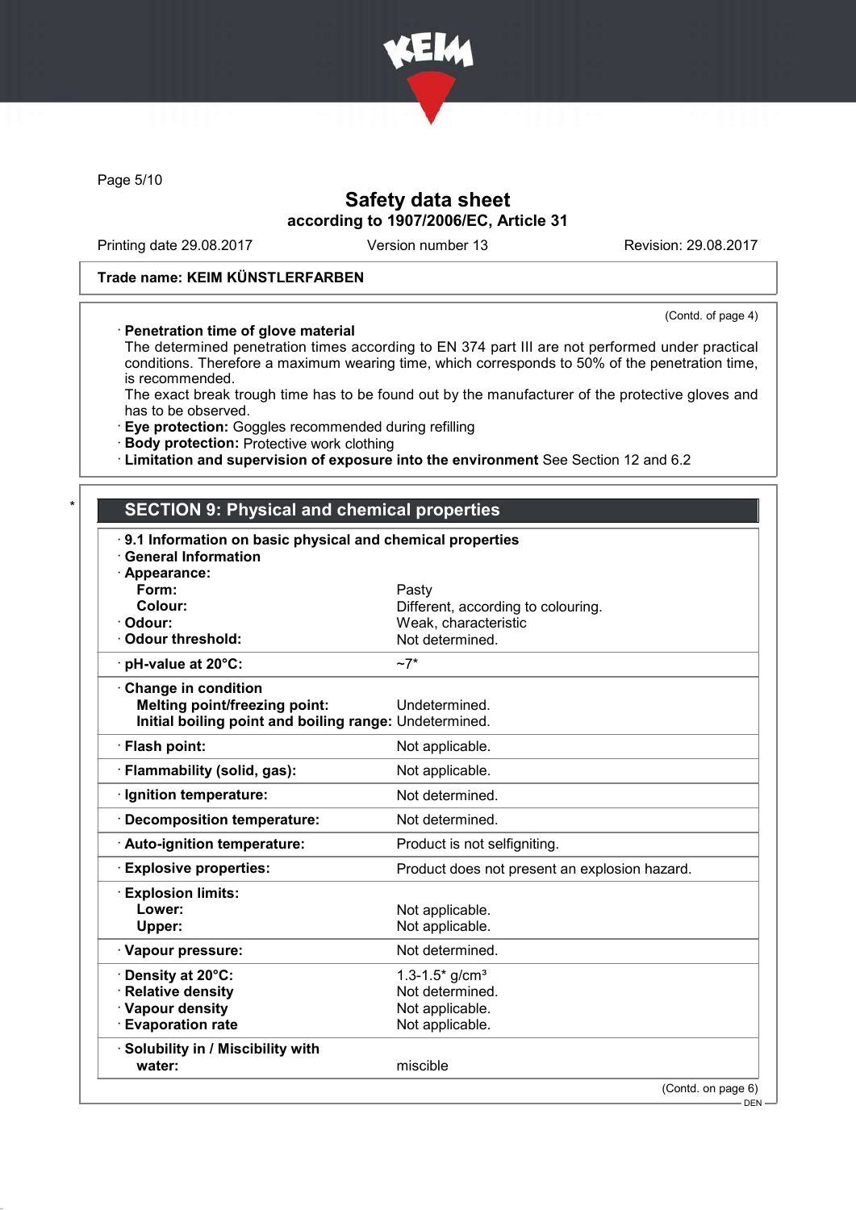Trade name: KEIM KÜNSTLERFARBEN

(Contd. of page 4)

· **Penetration time of glove material**
The determined penetration times according to EN 374 part III are not performed under practical conditions. Therefore a maximum wearing time, which corresponds to 50% of the penetration time, is recommended.
The exact break trough time has to be found out by the manufacturer of the protective gloves and has to be observed.
· **Eye protection:** Goggles recommended during refilling
· **Body protection:** Protective work clothing
· **Limitation and supervision of exposure into the environment** See Section 12 and 6.2

## SECTION 9: Physical and chemical properties

| | |
|---|---|
| · **9.1 Information on basic physical and chemical properties** | |
| · **General Information** | |
| · **Appearance:** | |
| **Form:** | Pasty |
| **Colour:** | Different, according to colouring. |
| · **Odour:** | Weak, characteristic |
| · **Odour threshold:** | Not determined. |
| · **pH-value at 20°C:** | ~7* |
| · **Change in condition** | |
| **Melting point/freezing point:** | Undetermined. |
| **Initial boiling point and boiling range:** | Undetermined. |
| · **Flash point:** | Not applicable. |
| · **Flammability (solid, gas):** | Not applicable. |
| · **Ignition temperature:** | Not determined. |
| · **Decomposition temperature:** | Not determined. |
| · **Auto-ignition temperature:** | Product is not selfigniting. |
| · **Explosive properties:** | Product does not present an explosion hazard. |
| · **Explosion limits:** | |
| **Lower:** | Not applicable. |
| **Upper:** | Not applicable. |
| · **Vapour pressure:** | Not determined. |
| · **Density at 20°C:** | 1.3-1.5* g/cm³ |
| · **Relative density** | Not determined. |
| · **Vapour density** | Not applicable. |
| · **Evaporation rate** | Not applicable. |
| · **Solubility in / Miscibility with** | |
| **water:** | miscible |

(Contd. on page 6)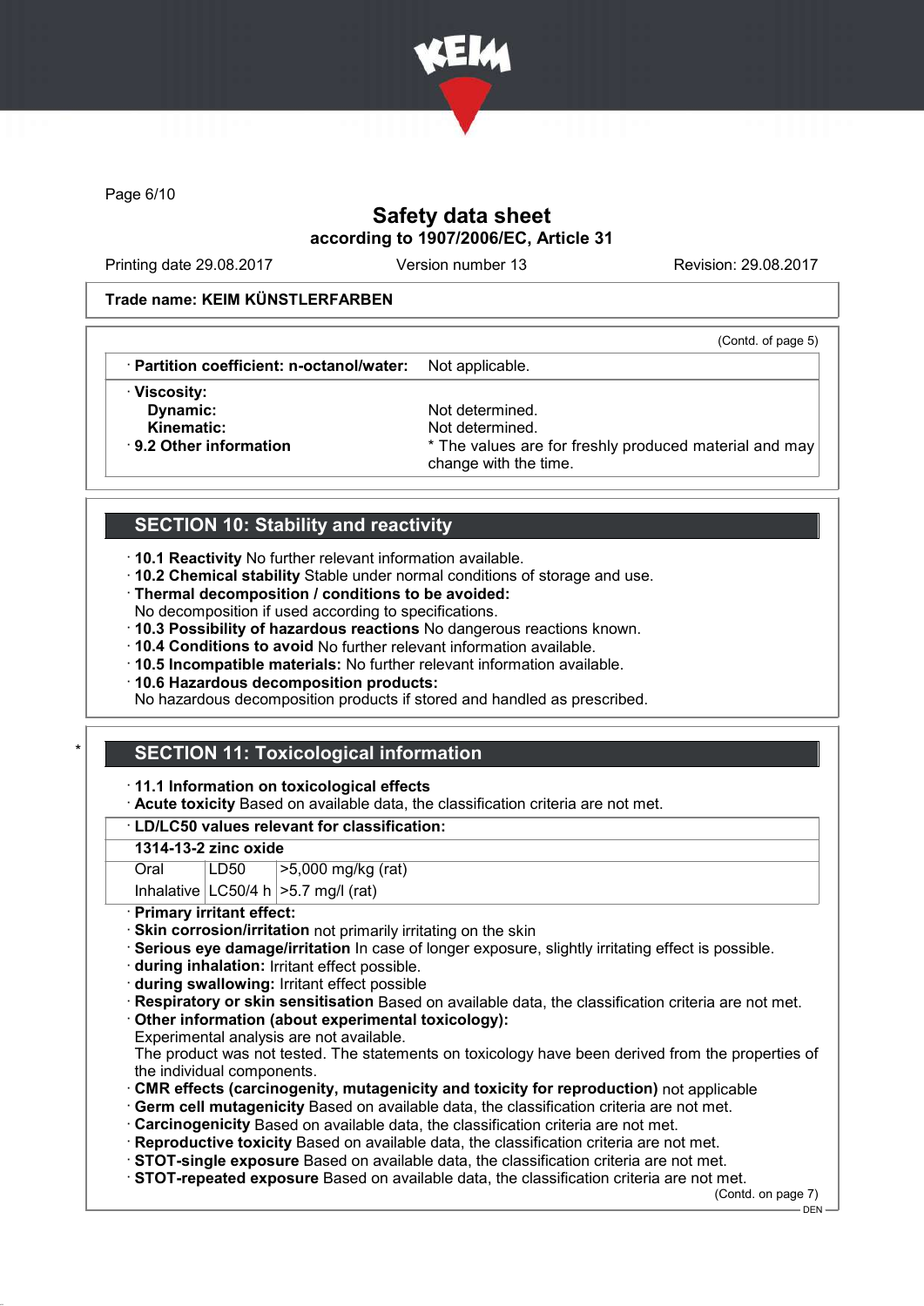Trade name: KEIM KÜNSTLERFARBEN

(Contd. of page 5)

| · Partition coefficient: n-octanol/water: | Not applicable. |
|---|---|
| · Viscosity: | |
| Dynamic: | Not determined. |
| Kinematic: | Not determined. |
| · 9.2 Other information | * The values are for freshly produced material and may change with the time. |

## SECTION 10: Stability and reactivity

- · **10.1 Reactivity** No further relevant information available.
- · **10.2 Chemical stability** Stable under normal conditions of storage and use.
- · **Thermal decomposition / conditions to be avoided:**
  No decomposition if used according to specifications.
- · **10.3 Possibility of hazardous reactions** No dangerous reactions known.
- · **10.4 Conditions to avoid** No further relevant information available.
- · **10.5 Incompatible materials:** No further relevant information available.
- · **10.6 Hazardous decomposition products:**
  No hazardous decomposition products if stored and handled as prescribed.

## * SECTION 11: Toxicological information

- · **11.1 Information on toxicological effects**
- · **Acute toxicity** Based on available data, the classification criteria are not met.

| · LD/LC50 values relevant for classification: | | |
|---|---|---|
| **1314-13-2 zinc oxide** | | |
| Oral | LD50 | >5,000 mg/kg (rat) |
| Inhalative | LC50/4 h | >5.7 mg/l (rat) |

- · **Primary irritant effect:**
- · **Skin corrosion/irritation** not primarily irritating on the skin
- · **Serious eye damage/irritation** In case of longer exposure, slightly irritating effect is possible.
- · **during inhalation:** Irritant effect possible.
- · **during swallowing:** Irritant effect possible
- · **Respiratory or skin sensitisation** Based on available data, the classification criteria are not met.
- · **Other information (about experimental toxicology):**
  Experimental analysis are not available.
  The product was not tested. The statements on toxicology have been derived from the properties of the individual components.
- · **CMR effects (carcinogenity, mutagenicity and toxicity for reproduction)** not applicable
- · **Germ cell mutagenicity** Based on available data, the classification criteria are not met.
- · **Carcinogenicity** Based on available data, the classification criteria are not met.
- · **Reproductive toxicity** Based on available data, the classification criteria are not met.
- · **STOT-single exposure** Based on available data, the classification criteria are not met.
- · **STOT-repeated exposure** Based on available data, the classification criteria are not met.

(Contd. on page 7)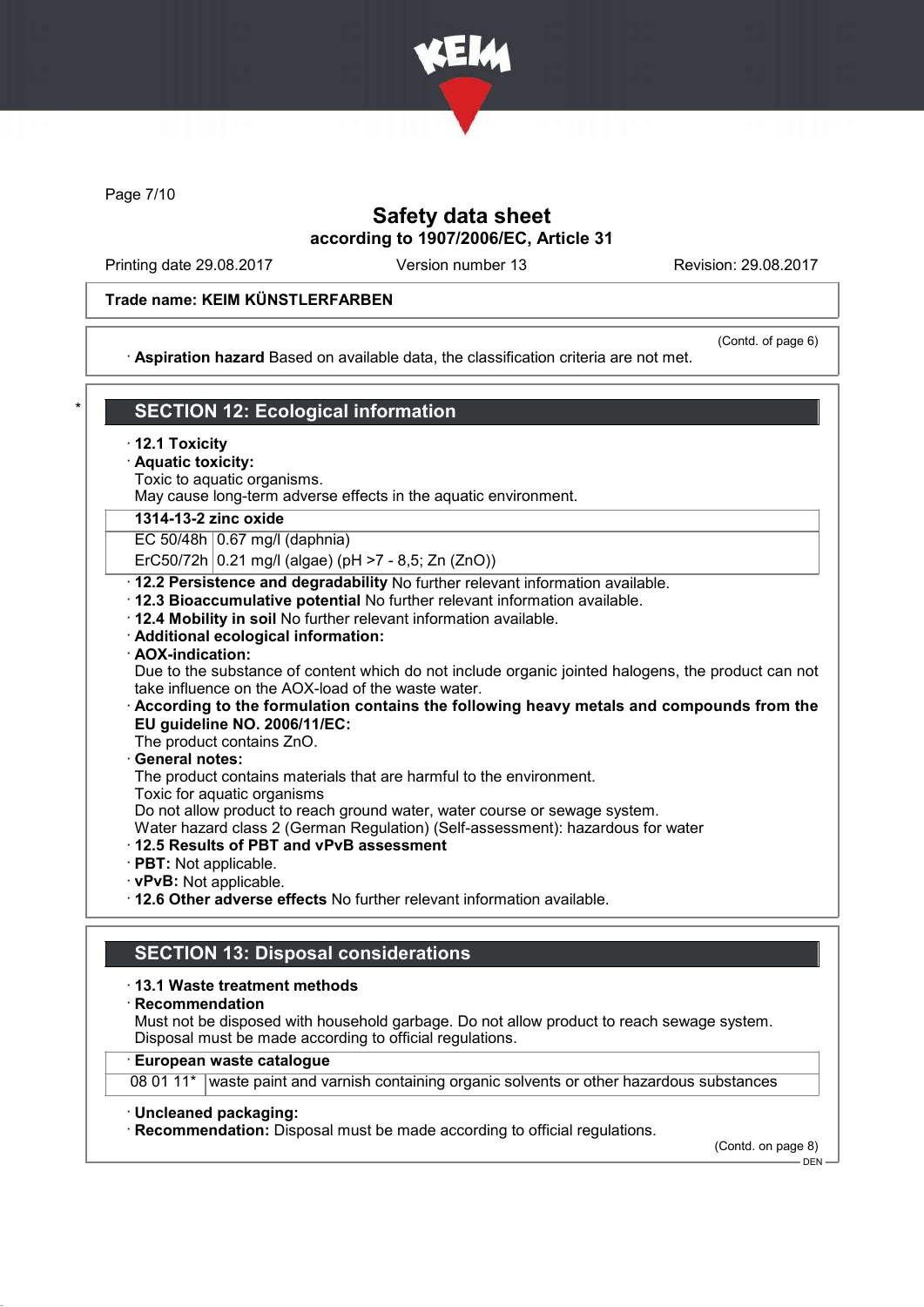**Trade name: KEIM KÜNSTLERFARBEN**

(Contd. of page 6)

· **Aspiration hazard** Based on available data, the classification criteria are not met.

## SECTION 12: Ecological information

· **12.1 Toxicity**

· **Aquatic toxicity:**

Toxic to aquatic organisms.
May cause long-term adverse effects in the aquatic environment.

| **1314-13-2 zinc oxide** | |
|---|---|
| EC 50/48h | 0.67 mg/l (daphnia) |
| ErC50/72h | 0.21 mg/l (algae) (pH >7 - 8,5; Zn (ZnO)) |

· **12.2 Persistence and degradability** No further relevant information available.

· **12.3 Bioaccumulative potential** No further relevant information available.

· **12.4 Mobility in soil** No further relevant information available.

· **Additional ecological information:**

· **AOX-indication:**

Due to the substance of content which do not include organic jointed halogens, the product can not take influence on the AOX-load of the waste water.

· **According to the formulation contains the following heavy metals and compounds from the EU guideline NO. 2006/11/EC:**

The product contains ZnO.

· **General notes:**

The product contains materials that are harmful to the environment.
Toxic for aquatic organisms
Do not allow product to reach ground water, water course or sewage system.
Water hazard class 2 (German Regulation) (Self-assessment): hazardous for water

· **12.5 Results of PBT and vPvB assessment**

· **PBT:** Not applicable.

· **vPvB:** Not applicable.

· **12.6 Other adverse effects** No further relevant information available.

## SECTION 13: Disposal considerations

· **13.1 Waste treatment methods**

· **Recommendation**

Must not be disposed with household garbage. Do not allow product to reach sewage system.
Disposal must be made according to official regulations.

| · **European waste catalogue** | |
|---|---|
| 08 01 11* | waste paint and varnish containing organic solvents or other hazardous substances |

· **Uncleaned packaging:**

· **Recommendation:** Disposal must be made according to official regulations.

(Contd. on page 8)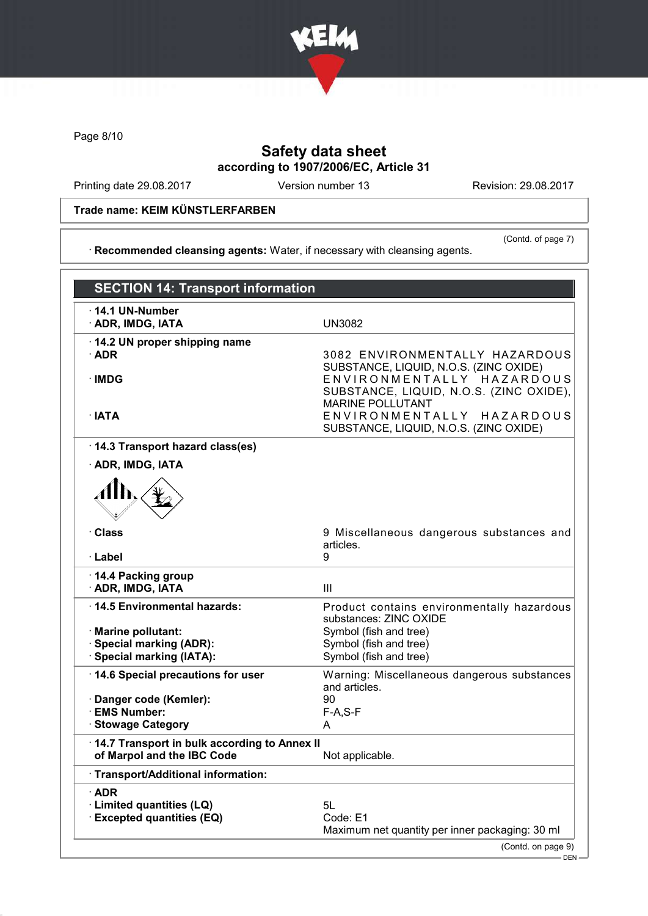# Safety data sheet
## according to 1907/2006/EC, Article 31

Printing date 29.08.2017 | Version number 13 | Revision: 29.08.2017

**Trade name: KEIM KÜNSTLERFARBEN**

(Contd. of page 7)

· **Recommended cleansing agents:** Water, if necessary with cleansing agents.

## SECTION 14: Transport information

| | |
|---|---|
| · **14.1 UN-Number** | |
| · **ADR, IMDG, IATA** | UN3082 |
| · **14.2 UN proper shipping name** | |
| · **ADR** | 3082 ENVIRONMENTALLY HAZARDOUS SUBSTANCE, LIQUID, N.O.S. (ZINC OXIDE) |
| · **IMDG** | ENVIRONMENTALLY HAZARDOUS SUBSTANCE, LIQUID, N.O.S. (ZINC OXIDE), MARINE POLLUTANT |
| · **IATA** | ENVIRONMENTALLY HAZARDOUS SUBSTANCE, LIQUID, N.O.S. (ZINC OXIDE) |
| · **14.3 Transport hazard class(es)** | |
| · **ADR, IMDG, IATA** | |
| · **Class** | 9 Miscellaneous dangerous substances and articles. |
| · **Label** | 9 |
| · **14.4 Packing group** | |
| · **ADR, IMDG, IATA** | III |
| · **14.5 Environmental hazards:** | Product contains environmentally hazardous substances: ZINC OXIDE |
| · **Marine pollutant:** | Symbol (fish and tree) |
| · **Special marking (ADR):** | Symbol (fish and tree) |
| · **Special marking (IATA):** | Symbol (fish and tree) |
| · **14.6 Special precautions for user** | Warning: Miscellaneous dangerous substances and articles. |
| · **Danger code (Kemler):** | 90 |
| · **EMS Number:** | F-A,S-F |
| · **Stowage Category** | A |
| · **14.7 Transport in bulk according to Annex II of Marpol and the IBC Code** | Not applicable. |
| · **Transport/Additional information:** | |
| · **ADR** | |
| · **Limited quantities (LQ)** | 5L |
| · **Excepted quantities (EQ)** | Code: E1<br>Maximum net quantity per inner packaging: 30 ml |

(Contd. on page 9)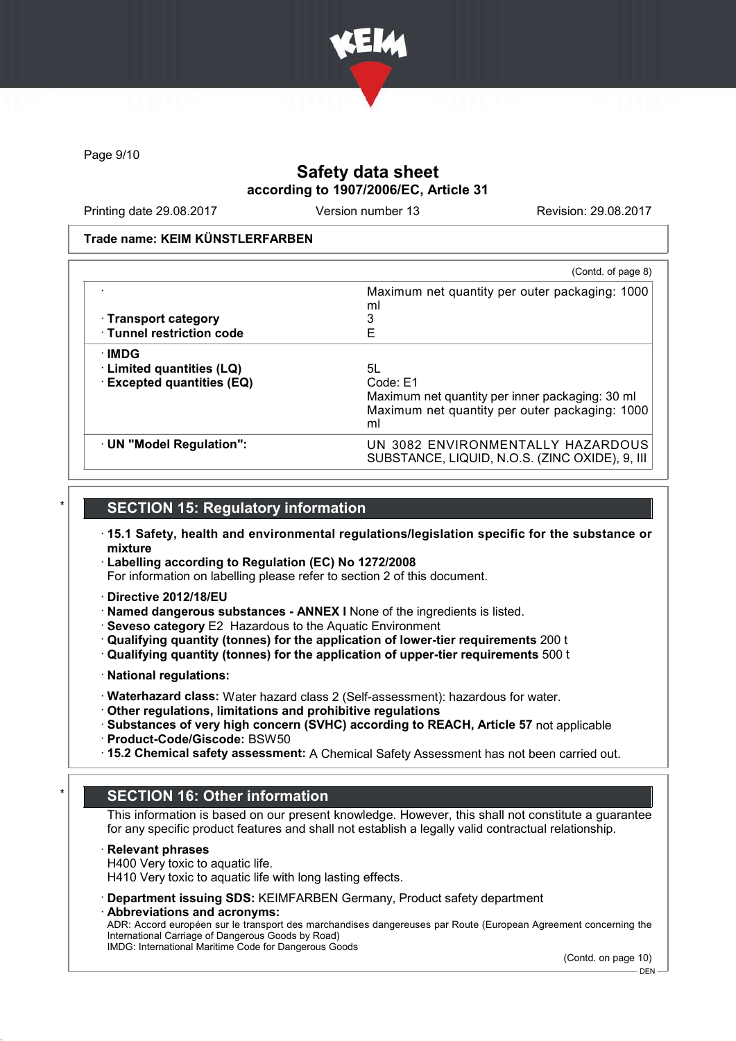Safety data sheet
according to 1907/2006/EC, Article 31

Printing date 29.08.2017 | Version number 13 | Revision: 29.08.2017

**Trade name: KEIM KÜNSTLERFARBEN**

(Contd. of page 8)

| | |
|---|---|
| · | Maximum net quantity per outer packaging: 1000 ml |
| · **Transport category** | 3 |
| · **Tunnel restriction code** | E |
| · **IMDG** | |
| · **Limited quantities (LQ)** | 5L |
| · **Excepted quantities (EQ)** | Code: E1<br>Maximum net quantity per inner packaging: 30 ml<br>Maximum net quantity per outer packaging: 1000 ml |
| · **UN "Model Regulation":** | UN 3082 ENVIRONMENTALLY HAZARDOUS SUBSTANCE, LIQUID, N.O.S. (ZINC OXIDE), 9, III |

## * SECTION 15: Regulatory information

· **15.1 Safety, health and environmental regulations/legislation specific for the substance or mixture**
· **Labelling according to Regulation (EC) No 1272/2008**
For information on labelling please refer to section 2 of this document.

· **Directive 2012/18/EU**
· **Named dangerous substances - ANNEX I** None of the ingredients is listed.
· **Seveso category** E2 Hazardous to the Aquatic Environment
· **Qualifying quantity (tonnes) for the application of lower-tier requirements** 200 t
· **Qualifying quantity (tonnes) for the application of upper-tier requirements** 500 t

· **National regulations:**

· **Waterhazard class:** Water hazard class 2 (Self-assessment): hazardous for water.
· **Other regulations, limitations and prohibitive regulations**
· **Substances of very high concern (SVHC) according to REACH, Article 57** not applicable
· **Product-Code/Giscode:** BSW50
· **15.2 Chemical safety assessment:** A Chemical Safety Assessment has not been carried out.

## * SECTION 16: Other information

This information is based on our present knowledge. However, this shall not constitute a guarantee for any specific product features and shall not establish a legally valid contractual relationship.

· **Relevant phrases**
H400 Very toxic to aquatic life.
H410 Very toxic to aquatic life with long lasting effects.

· **Department issuing SDS:** KEIMFARBEN Germany, Product safety department
· **Abbreviations and acronyms:**
ADR: Accord européen sur le transport des marchandises dangereuses par Route (European Agreement concerning the International Carriage of Dangerous Goods by Road)
IMDG: International Maritime Code for Dangerous Goods

(Contd. on page 10)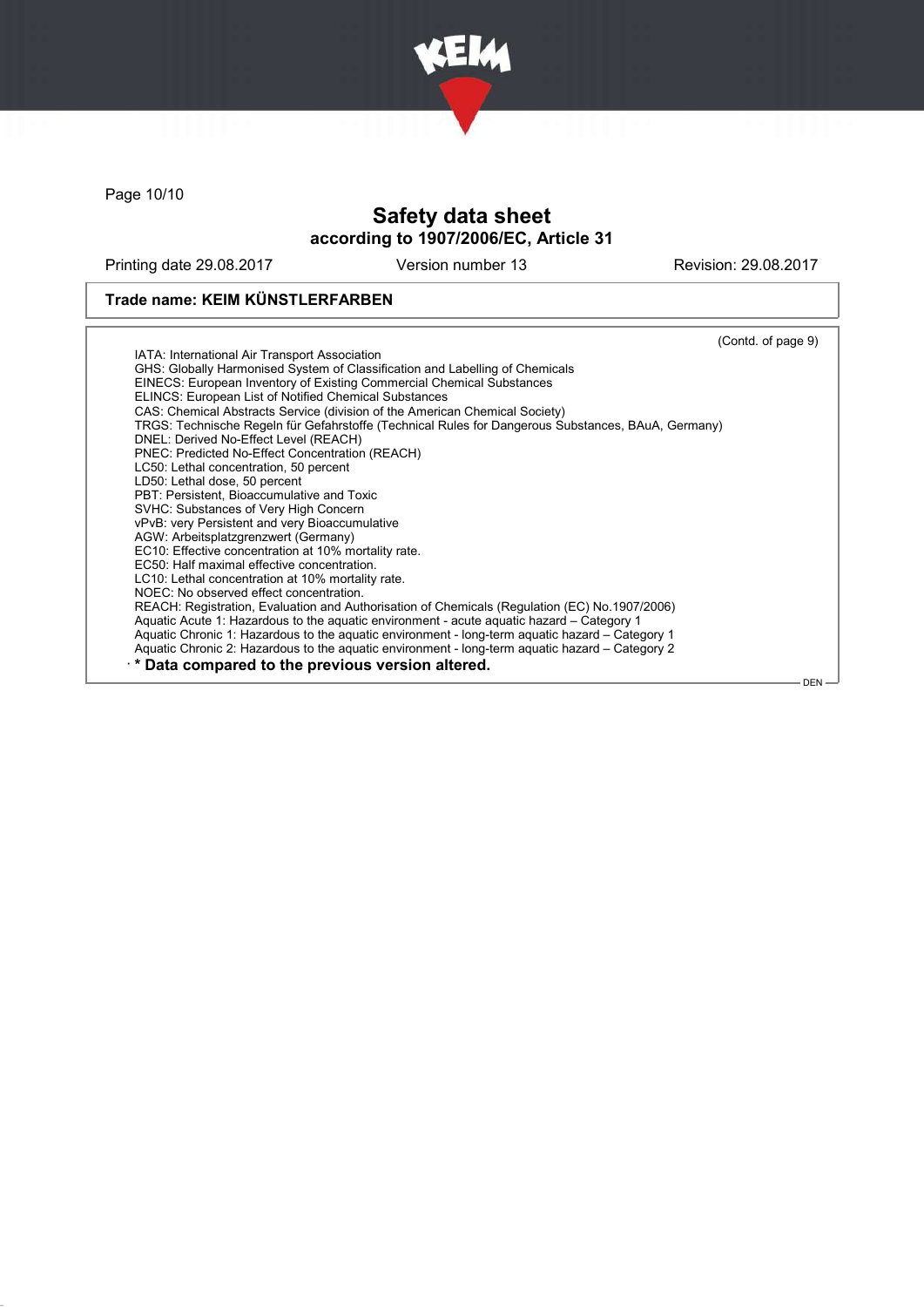# Safety data sheet
## according to 1907/2006/EC, Article 31

Printing date 29.08.2017 | Version number 13 | Revision: 29.08.2017

**Trade name: KEIM KÜNSTLERFARBEN**

(Contd. of page 9)

IATA: International Air Transport Association
GHS: Globally Harmonised System of Classification and Labelling of Chemicals
EINECS: European Inventory of Existing Commercial Chemical Substances
ELINCS: European List of Notified Chemical Substances
CAS: Chemical Abstracts Service (division of the American Chemical Society)
TRGS: Technische Regeln für Gefahrstoffe (Technical Rules for Dangerous Substances, BAuA, Germany)
DNEL: Derived No-Effect Level (REACH)
PNEC: Predicted No-Effect Concentration (REACH)
LC50: Lethal concentration, 50 percent
LD50: Lethal dose, 50 percent
PBT: Persistent, Bioaccumulative and Toxic
SVHC: Substances of Very High Concern
vPvB: very Persistent and very Bioaccumulative
AGW: Arbeitsplatzgrenzwert (Germany)
EC10: Effective concentration at 10% mortality rate.
EC50: Half maximal effective concentration.
LC10: Lethal concentration at 10% mortality rate.
NOEC: No observed effect concentration.
REACH: Registration, Evaluation and Authorisation of Chemicals (Regulation (EC) No.1907/2006)
Aquatic Acute 1: Hazardous to the aquatic environment - acute aquatic hazard – Category 1
Aquatic Chronic 1: Hazardous to the aquatic environment - long-term aquatic hazard – Category 1
Aquatic Chronic 2: Hazardous to the aquatic environment - long-term aquatic hazard – Category 2

· **\* Data compared to the previous version altered.**

DEN